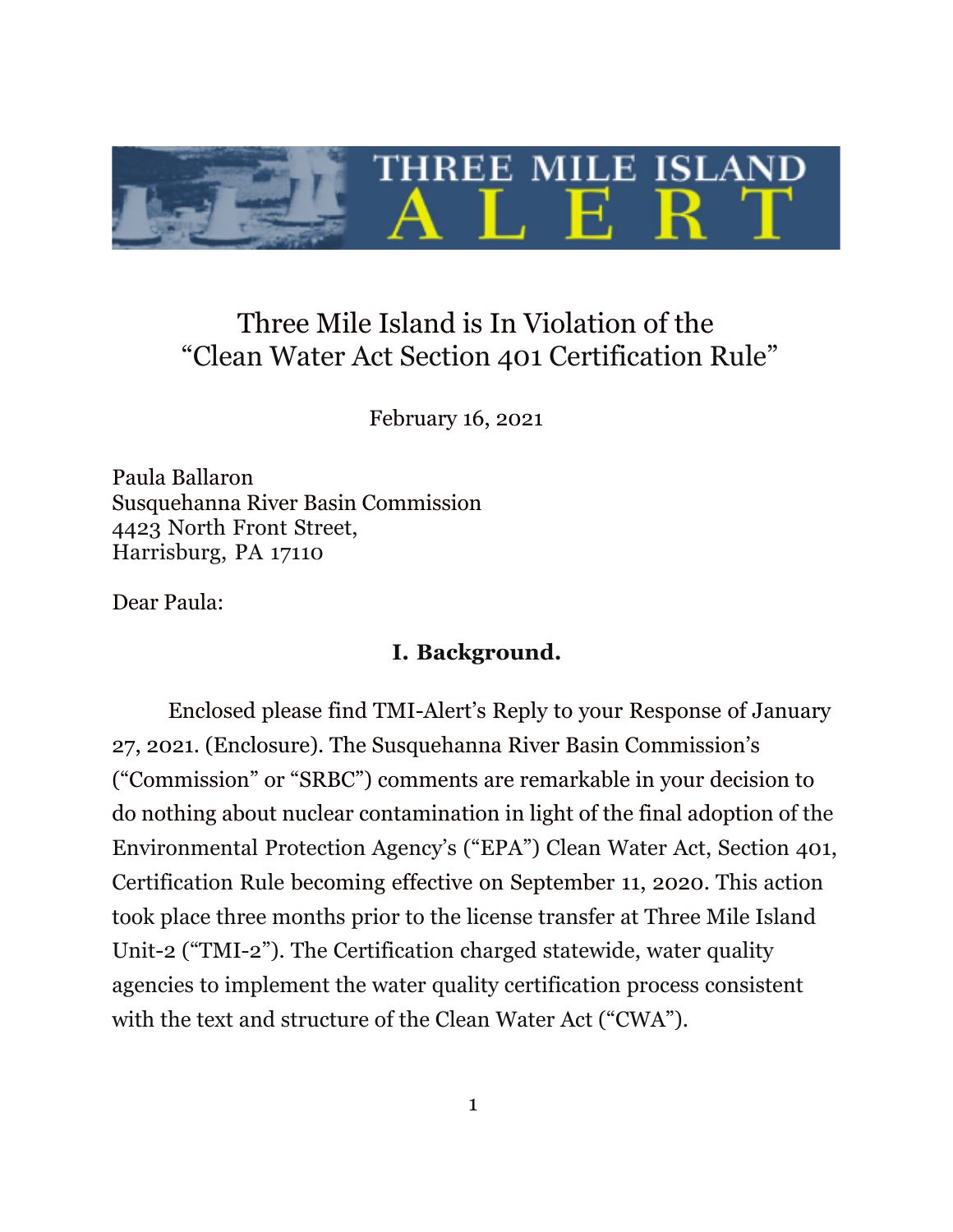# THREE MILE ISLAND ALERT

## Three Mile Island is In Violation of the "Clean Water Act Section 401 Certification Rule"

February 16, 2021

Paula Ballaron
Susquehanna River Basin Commission
4423 North Front Street,
Harrisburg, PA 17110

Dear Paula:

### I. Background.

Enclosed please find TMI-Alert's Reply to your Response of January 27, 2021. (Enclosure). The Susquehanna River Basin Commission's ("Commission" or "SRBC") comments are remarkable in your decision to do nothing about nuclear contamination in light of the final adoption of the Environmental Protection Agency's ("EPA") Clean Water Act, Section 401, Certification Rule becoming effective on September 11, 2020. This action took place three months prior to the license transfer at Three Mile Island Unit-2 ("TMI-2"). The Certification charged statewide, water quality agencies to implement the water quality certification process consistent with the text and structure of the Clean Water Act ("CWA").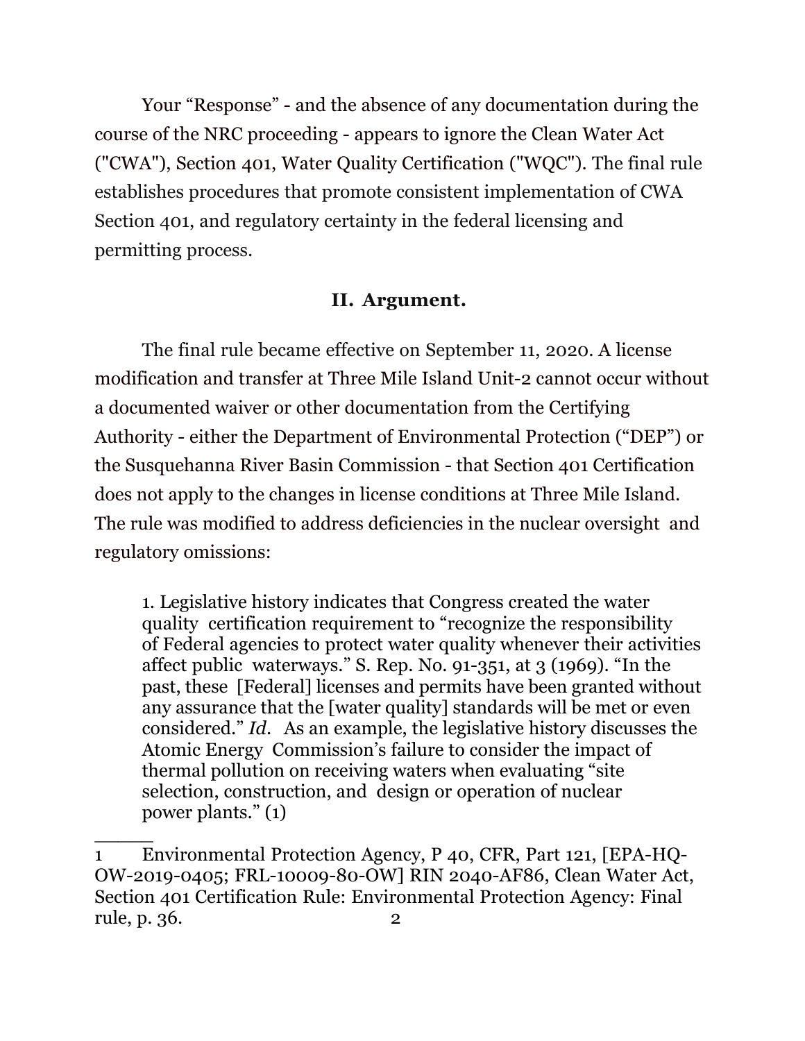Your “Response” - and the absence of any documentation during the course of the NRC proceeding - appears to ignore the Clean Water Act ("CWA"), Section 401, Water Quality Certification ("WQC"). The final rule establishes procedures that promote consistent implementation of CWA Section 401, and regulatory certainty in the federal licensing and permitting process.

## II. Argument.

The final rule became effective on September 11, 2020. A license modification and transfer at Three Mile Island Unit-2 cannot occur without a documented waiver or other documentation from the Certifying Authority - either the Department of Environmental Protection (“DEP”) or the Susquehanna River Basin Commission - that Section 401 Certification does not apply to the changes in license conditions at Three Mile Island. The rule was modified to address deficiencies in the nuclear oversight and regulatory omissions:

> 1. Legislative history indicates that Congress created the water quality certification requirement to “recognize the responsibility of Federal agencies to protect water quality whenever their activities affect public waterways.” S. Rep. No. 91-351, at 3 (1969). “In the past, these [Federal] licenses and permits have been granted without any assurance that the [water quality] standards will be met or even considered.” *Id*. As an example, the legislative history discusses the Atomic Energy Commission’s failure to consider the impact of thermal pollution on receiving waters when evaluating “site selection, construction, and design or operation of nuclear power plants.” (1)

---

1 Environmental Protection Agency, P 40, CFR, Part 121, [EPA-HQ-OW-2019-0405; FRL-10009-80-OW] RIN 2040-AF86, Clean Water Act, Section 401 Certification Rule: Environmental Protection Agency: Final rule, p. 36.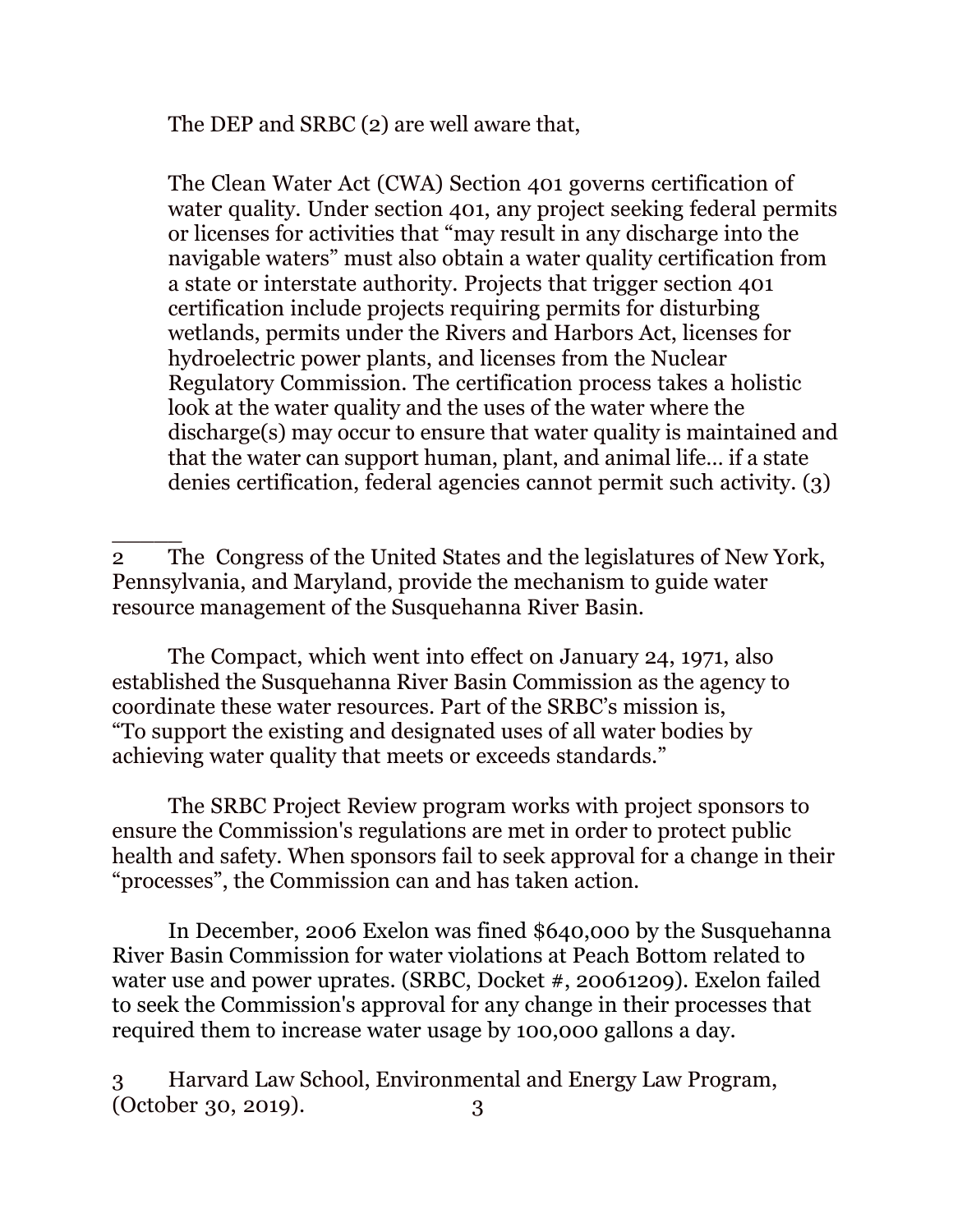The DEP and SRBC (2) are well aware that,

> The Clean Water Act (CWA) Section 401 governs certification of water quality. Under section 401, any project seeking federal permits or licenses for activities that "may result in any discharge into the navigable waters" must also obtain a water quality certification from a state or interstate authority. Projects that trigger section 401 certification include projects requiring permits for disturbing wetlands, permits under the Rivers and Harbors Act, licenses for hydroelectric power plants, and licenses from the Nuclear Regulatory Commission. The certification process takes a holistic look at the water quality and the uses of the water where the discharge(s) may occur to ensure that water quality is maintained and that the water can support human, plant, and animal life… if a state denies certification, federal agencies cannot permit such activity. (3)

_____

2 The Congress of the United States and the legislatures of New York, Pennsylvania, and Maryland, provide the mechanism to guide water resource management of the Susquehanna River Basin.

The Compact, which went into effect on January 24, 1971, also established the Susquehanna River Basin Commission as the agency to coordinate these water resources. Part of the SRBC's mission is, "To support the existing and designated uses of all water bodies by achieving water quality that meets or exceeds standards."

The SRBC Project Review program works with project sponsors to ensure the Commission's regulations are met in order to protect public health and safety. When sponsors fail to seek approval for a change in their "processes", the Commission can and has taken action.

In December, 2006 Exelon was fined $640,000 by the Susquehanna River Basin Commission for water violations at Peach Bottom related to water use and power uprates. (SRBC, Docket #, 20061209). Exelon failed to seek the Commission's approval for any change in their processes that required them to increase water usage by 100,000 gallons a day.

3 Harvard Law School, Environmental and Energy Law Program, (October 30, 2019).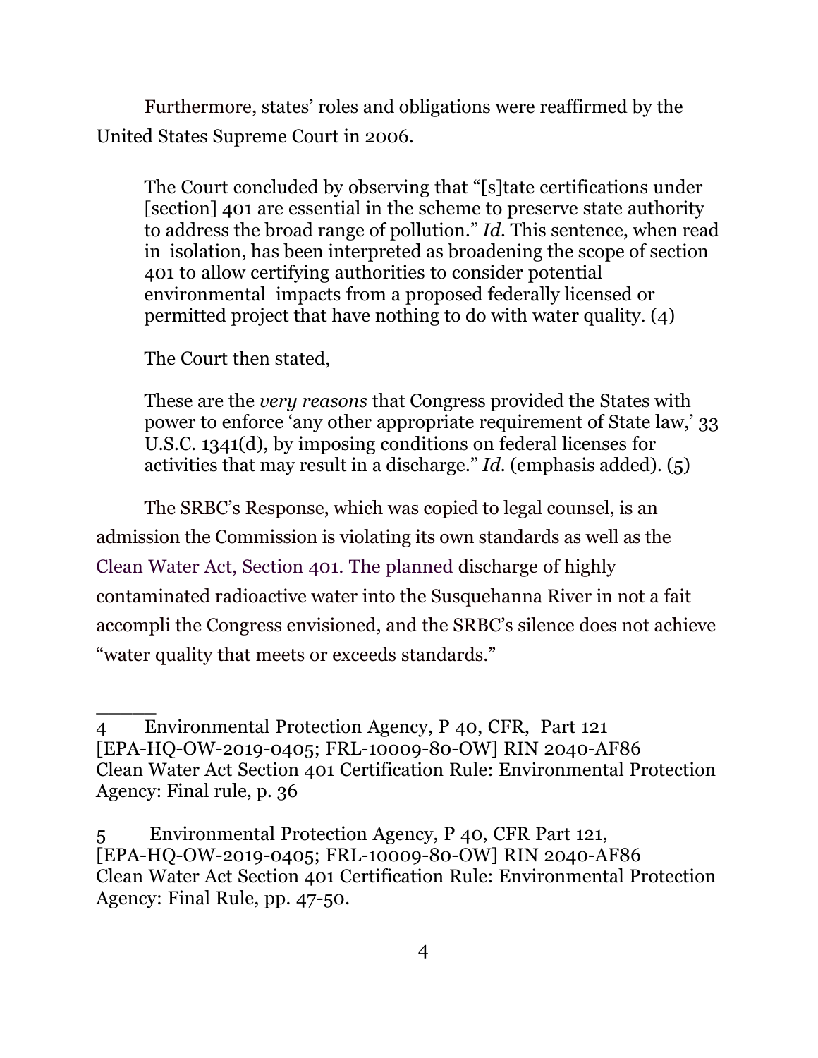Furthermore, states' roles and obligations were reaffirmed by the United States Supreme Court in 2006.

> The Court concluded by observing that "[s]tate certifications under [section] 401 are essential in the scheme to preserve state authority to address the broad range of pollution." *Id.* This sentence, when read in isolation, has been interpreted as broadening the scope of section 401 to allow certifying authorities to consider potential environmental impacts from a proposed federally licensed or permitted project that have nothing to do with water quality. (4)
>
> The Court then stated,
>
> These are the *very reasons* that Congress provided the States with power to enforce 'any other appropriate requirement of State law,' 33 U.S.C. 1341(d), by imposing conditions on federal licenses for activities that may result in a discharge." *Id.* (emphasis added). (5)

The SRBC's Response, which was copied to legal counsel, is an admission the Commission is violating its own standards as well as the Clean Water Act, Section 401. The planned discharge of highly contaminated radioactive water into the Susquehanna River in not a fait accompli the Congress envisioned, and the SRBC's silence does not achieve "water quality that meets or exceeds standards."

______

4 Environmental Protection Agency, P 40, CFR, Part 121 [EPA-HQ-OW-2019-0405; FRL-10009-80-OW] RIN 2040-AF86 Clean Water Act Section 401 Certification Rule: Environmental Protection Agency: Final rule, p. 36

5 Environmental Protection Agency, P 40, CFR Part 121, [EPA-HQ-OW-2019-0405; FRL-10009-80-OW] RIN 2040-AF86 Clean Water Act Section 401 Certification Rule: Environmental Protection Agency: Final Rule, pp. 47-50.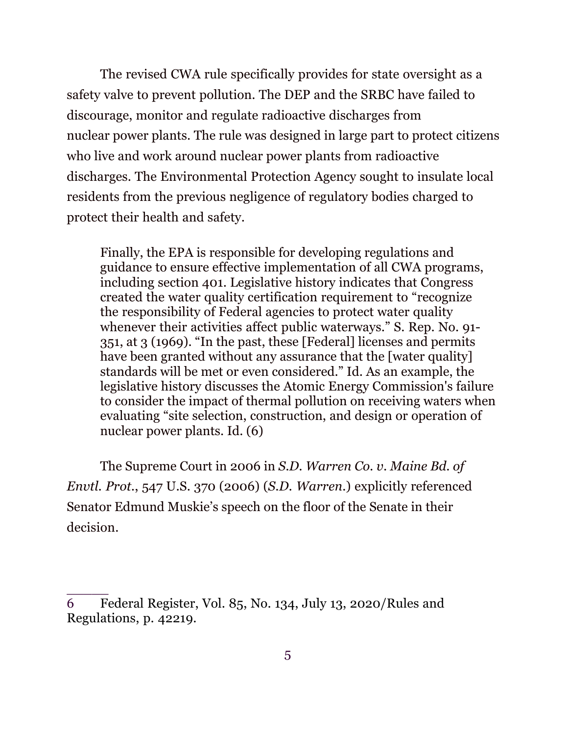The revised CWA rule specifically provides for state oversight as a safety valve to prevent pollution. The DEP and the SRBC have failed to discourage, monitor and regulate radioactive discharges from nuclear power plants. The rule was designed in large part to protect citizens who live and work around nuclear power plants from radioactive discharges. The Environmental Protection Agency sought to insulate local residents from the previous negligence of regulatory bodies charged to protect their health and safety.

> Finally, the EPA is responsible for developing regulations and guidance to ensure effective implementation of all CWA programs, including section 401. Legislative history indicates that Congress created the water quality certification requirement to "recognize the responsibility of Federal agencies to protect water quality whenever their activities affect public waterways." S. Rep. No. 91-351, at 3 (1969). "In the past, these [Federal] licenses and permits have been granted without any assurance that the [water quality] standards will be met or even considered." Id. As an example, the legislative history discusses the Atomic Energy Commission's failure to consider the impact of thermal pollution on receiving waters when evaluating "site selection, construction, and design or operation of nuclear power plants. Id. (6)

The Supreme Court in 2006 in *S.D. Warren Co. v. Maine Bd. of Envtl. Prot.*, 547 U.S. 370 (2006) (*S.D. Warren*.) explicitly referenced Senator Edmund Muskie's speech on the floor of the Senate in their decision.

---

6 Federal Register, Vol. 85, No. 134, July 13, 2020/Rules and Regulations, p. 42219.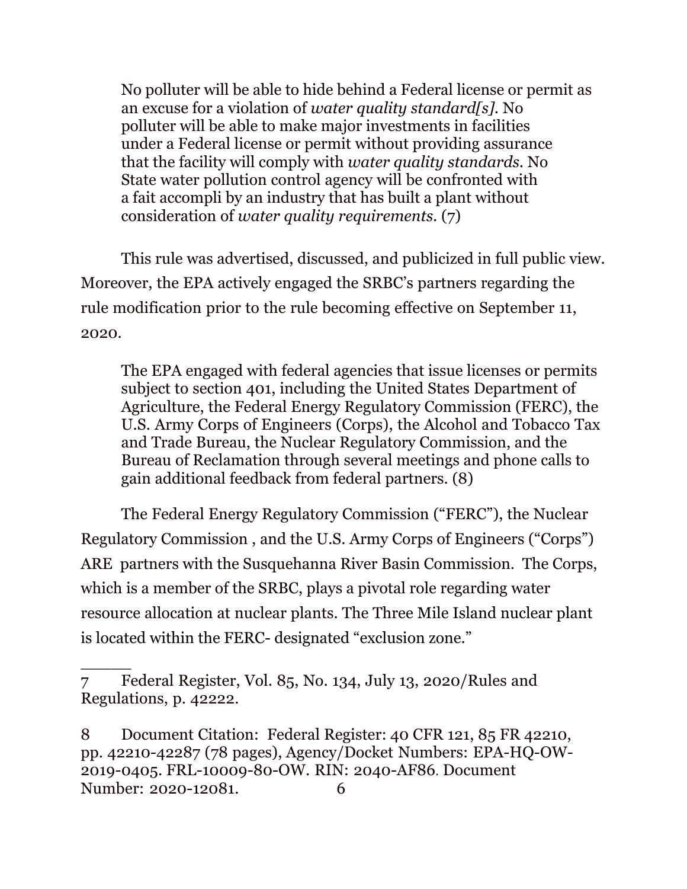> No polluter will be able to hide behind a Federal license or permit as an excuse for a violation of *water quality standard[s]*. No polluter will be able to make major investments in facilities under a Federal license or permit without providing assurance that the facility will comply with *water quality standards*. No State water pollution control agency will be confronted with a fait accompli by an industry that has built a plant without consideration of *water quality requirements*. (7)

This rule was advertised, discussed, and publicized in full public view. Moreover, the EPA actively engaged the SRBC's partners regarding the rule modification prior to the rule becoming effective on September 11, 2020.

> The EPA engaged with federal agencies that issue licenses or permits subject to section 401, including the United States Department of Agriculture, the Federal Energy Regulatory Commission (FERC), the U.S. Army Corps of Engineers (Corps), the Alcohol and Tobacco Tax and Trade Bureau, the Nuclear Regulatory Commission, and the Bureau of Reclamation through several meetings and phone calls to gain additional feedback from federal partners. (8)

The Federal Energy Regulatory Commission ("FERC"), the Nuclear Regulatory Commission , and the U.S. Army Corps of Engineers ("Corps") ARE partners with the Susquehanna River Basin Commission. The Corps, which is a member of the SRBC, plays a pivotal role regarding water resource allocation at nuclear plants. The Three Mile Island nuclear plant is located within the FERC- designated "exclusion zone."

______

7 Federal Register, Vol. 85, No. 134, July 13, 2020/Rules and Regulations, p. 42222.

8 Document Citation: Federal Register: 40 CFR 121, 85 FR 42210, pp. 42210-42287 (78 pages), Agency/Docket Numbers: EPA-HQ-OW-2019-0405. FRL-10009-80-OW. RIN: 2040-AF86. Document Number: 2020-12081.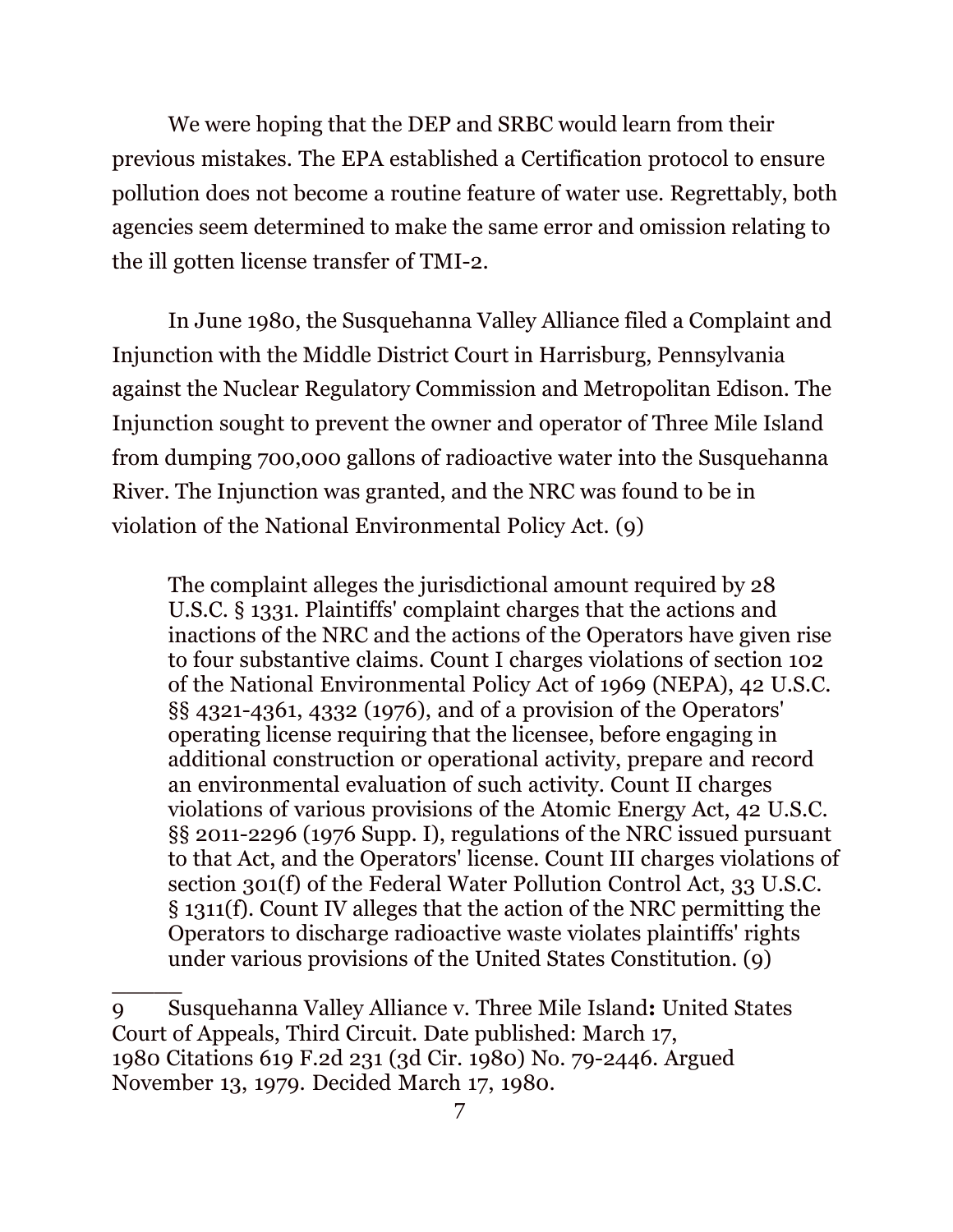We were hoping that the DEP and SRBC would learn from their previous mistakes. The EPA established a Certification protocol to ensure pollution does not become a routine feature of water use. Regrettably, both agencies seem determined to make the same error and omission relating to the ill gotten license transfer of TMI-2.

In June 1980, the Susquehanna Valley Alliance filed a Complaint and Injunction with the Middle District Court in Harrisburg, Pennsylvania against the Nuclear Regulatory Commission and Metropolitan Edison. The Injunction sought to prevent the owner and operator of Three Mile Island from dumping 700,000 gallons of radioactive water into the Susquehanna River. The Injunction was granted, and the NRC was found to be in violation of the National Environmental Policy Act. (9)

> The complaint alleges the jurisdictional amount required by 28 U.S.C. § 1331. Plaintiffs' complaint charges that the actions and inactions of the NRC and the actions of the Operators have given rise to four substantive claims. Count I charges violations of section 102 of the National Environmental Policy Act of 1969 (NEPA), 42 U.S.C. §§ 4321-4361, 4332 (1976), and of a provision of the Operators' operating license requiring that the licensee, before engaging in additional construction or operational activity, prepare and record an environmental evaluation of such activity. Count II charges violations of various provisions of the Atomic Energy Act, 42 U.S.C. §§ 2011-2296 (1976 Supp. I), regulations of the NRC issued pursuant to that Act, and the Operators' license. Count III charges violations of section 301(f) of the Federal Water Pollution Control Act, 33 U.S.C. § 1311(f). Count IV alleges that the action of the NRC permitting the Operators to discharge radioactive waste violates plaintiffs' rights under various provisions of the United States Constitution. (9)

______

9 Susquehanna Valley Alliance v. Three Mile Island**:** United States Court of Appeals, Third Circuit. Date published: March 17, 1980 Citations 619 F.2d 231 (3d Cir. 1980) No. 79-2446. Argued November 13, 1979. Decided March 17, 1980.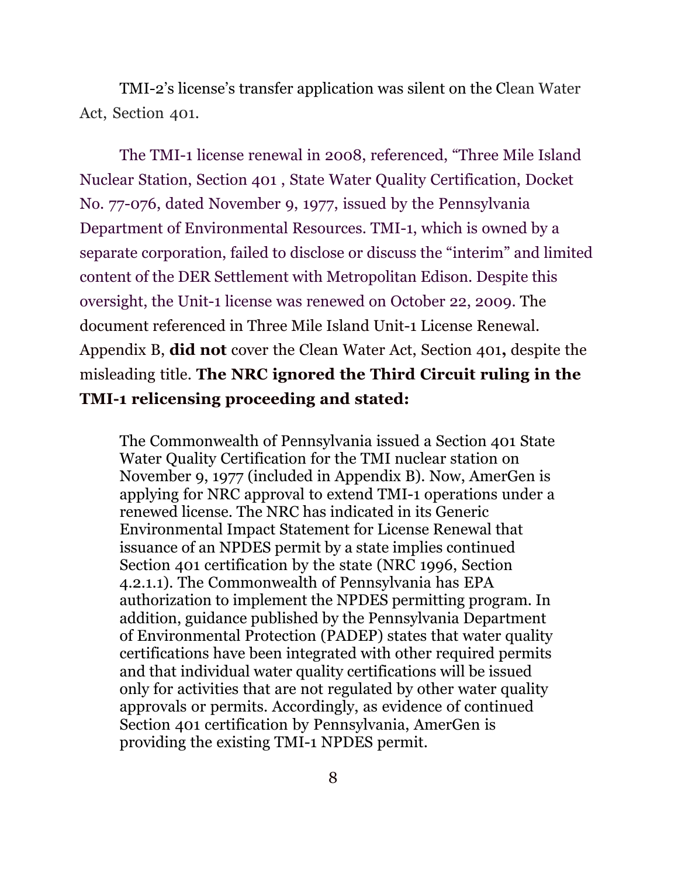TMI-2's license's transfer application was silent on the Clean Water Act, Section 401.

The TMI-1 license renewal in 2008, referenced, "Three Mile Island Nuclear Station, Section 401 , State Water Quality Certification, Docket No. 77-076, dated November 9, 1977, issued by the Pennsylvania Department of Environmental Resources. TMI-1, which is owned by a separate corporation, failed to disclose or discuss the "interim" and limited content of the DER Settlement with Metropolitan Edison. Despite this oversight, the Unit-1 license was renewed on October 22, 2009. The document referenced in Three Mile Island Unit-1 License Renewal. Appendix B, **did not** cover the Clean Water Act, Section 401**,** despite the misleading title. **The NRC ignored the Third Circuit ruling in the TMI-1 relicensing proceeding and stated:**

> The Commonwealth of Pennsylvania issued a Section 401 State Water Quality Certification for the TMI nuclear station on November 9, 1977 (included in Appendix B). Now, AmerGen is applying for NRC approval to extend TMI-1 operations under a renewed license. The NRC has indicated in its Generic Environmental Impact Statement for License Renewal that issuance of an NPDES permit by a state implies continued Section 401 certification by the state (NRC 1996, Section 4.2.1.1). The Commonwealth of Pennsylvania has EPA authorization to implement the NPDES permitting program. In addition, guidance published by the Pennsylvania Department of Environmental Protection (PADEP) states that water quality certifications have been integrated with other required permits and that individual water quality certifications will be issued only for activities that are not regulated by other water quality approvals or permits. Accordingly, as evidence of continued Section 401 certification by Pennsylvania, AmerGen is providing the existing TMI-1 NPDES permit.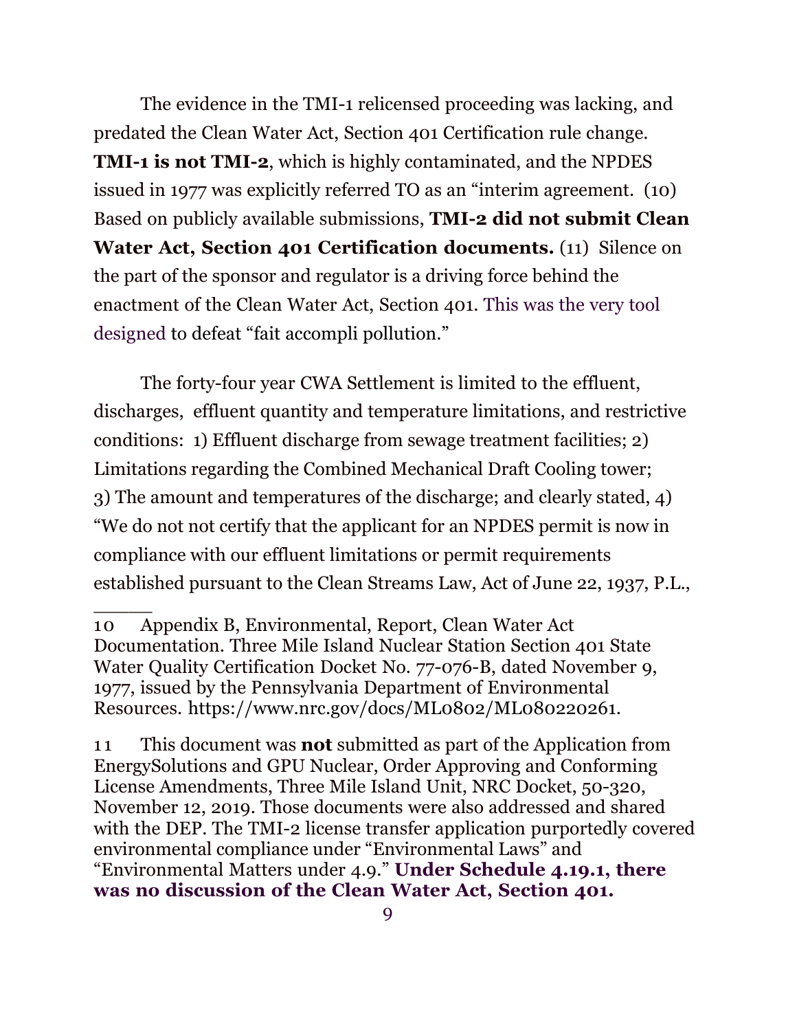The evidence in the TMI-1 relicensed proceeding was lacking, and predated the Clean Water Act, Section 401 Certification rule change. **TMI-1 is not TMI-2**, which is highly contaminated, and the NPDES issued in 1977 was explicitly referred TO as an "interim agreement. (10) Based on publicly available submissions, **TMI-2 did not submit Clean Water Act, Section 401 Certification documents.** (11) Silence on the part of the sponsor and regulator is a driving force behind the enactment of the Clean Water Act, Section 401. This was the very tool designed to defeat "fait accompli pollution."

The forty-four year CWA Settlement is limited to the effluent, discharges, effluent quantity and temperature limitations, and restrictive conditions: 1) Effluent discharge from sewage treatment facilities; 2) Limitations regarding the Combined Mechanical Draft Cooling tower; 3) The amount and temperatures of the discharge; and clearly stated, 4) "We do not not certify that the applicant for an NPDES permit is now in compliance with our effluent limitations or permit requirements established pursuant to the Clean Streams Law, Act of June 22, 1937, P.L.,

_____

10 Appendix B, Environmental, Report, Clean Water Act Documentation. Three Mile Island Nuclear Station Section 401 State Water Quality Certification Docket No. 77-076-B, dated November 9, 1977, issued by the Pennsylvania Department of Environmental Resources. https://www.nrc.gov/docs/ML0802/ML080220261.

11 This document was **not** submitted as part of the Application from EnergySolutions and GPU Nuclear, Order Approving and Conforming License Amendments, Three Mile Island Unit, NRC Docket, 50-320, November 12, 2019. Those documents were also addressed and shared with the DEP. The TMI-2 license transfer application purportedly covered environmental compliance under "Environmental Laws" and "Environmental Matters under 4.9." **Under Schedule 4.19.1, there was no discussion of the Clean Water Act, Section 401.**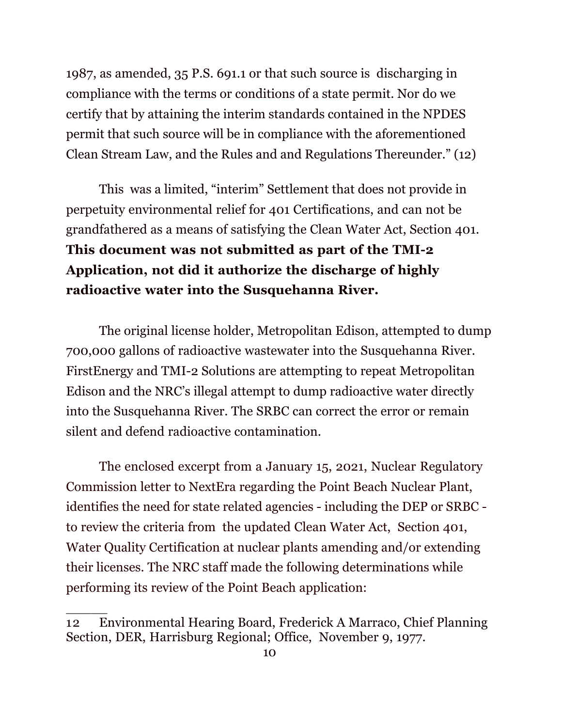1987, as amended, 35 P.S. 691.1 or that such source is  discharging in compliance with the terms or conditions of a state permit. Nor do we certify that by attaining the interim standards contained in the NPDES permit that such source will be in compliance with the aforementioned Clean Stream Law, and the Rules and and Regulations Thereunder." (12)

This  was a limited, "interim" Settlement that does not provide in perpetuity environmental relief for 401 Certifications, and can not be grandfathered as a means of satisfying the Clean Water Act, Section 401. **This document was not submitted as part of the TMI-2 Application, not did it authorize the discharge of highly radioactive water into the Susquehanna River.**

The original license holder, Metropolitan Edison, attempted to dump 700,000 gallons of radioactive wastewater into the Susquehanna River. FirstEnergy and TMI-2 Solutions are attempting to repeat Metropolitan Edison and the NRC's illegal attempt to dump radioactive water directly into the Susquehanna River. The SRBC can correct the error or remain silent and defend radioactive contamination.

The enclosed excerpt from a January 15, 2021, Nuclear Regulatory Commission letter to NextEra regarding the Point Beach Nuclear Plant, identifies the need for state related agencies - including the DEP or SRBC - to review the criteria from  the updated Clean Water Act,  Section 401, Water Quality Certification at nuclear plants amending and/or extending their licenses. The NRC staff made the following determinations while performing its review of the Point Beach application:

______

12   Environmental Hearing Board, Frederick A Marraco, Chief Planning Section, DER, Harrisburg Regional; Office,  November 9, 1977.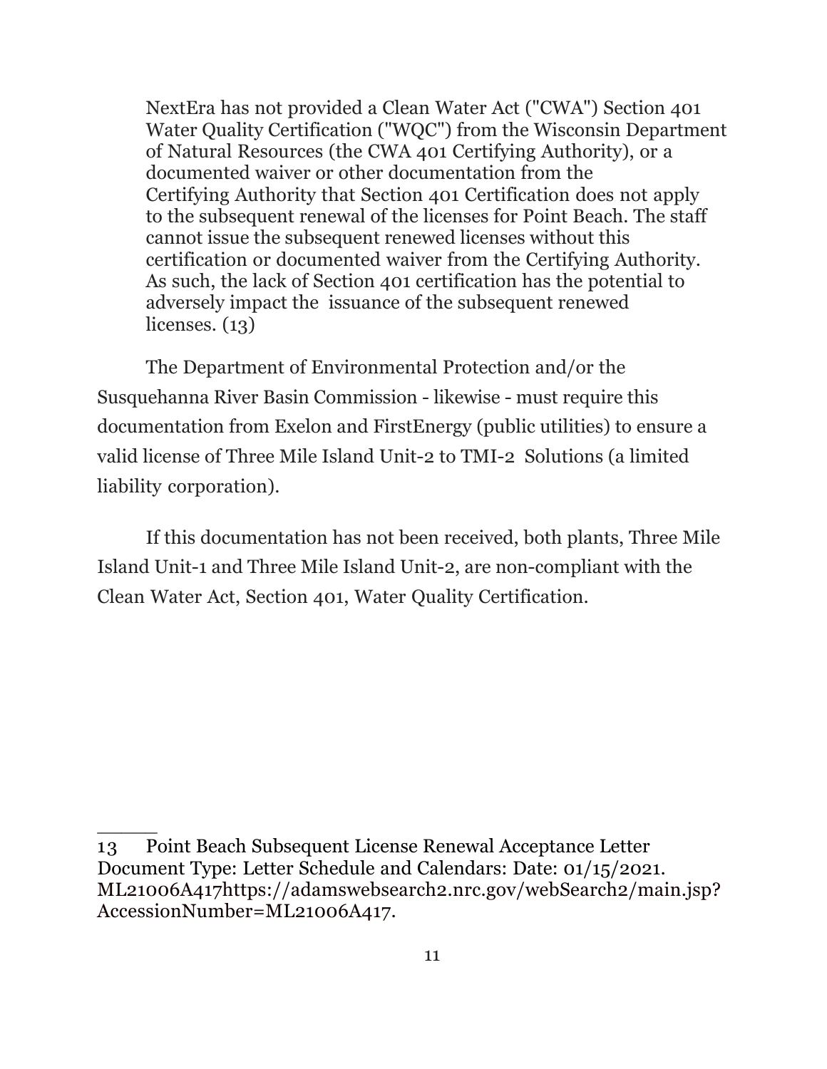> NextEra has not provided a Clean Water Act ("CWA") Section 401 Water Quality Certification ("WQC") from the Wisconsin Department of Natural Resources (the CWA 401 Certifying Authority), or a documented waiver or other documentation from the Certifying Authority that Section 401 Certification does not apply to the subsequent renewal of the licenses for Point Beach. The staff cannot issue the subsequent renewed licenses without this certification or documented waiver from the Certifying Authority. As such, the lack of Section 401 certification has the potential to adversely impact the issuance of the subsequent renewed licenses. (13)

The Department of Environmental Protection and/or the Susquehanna River Basin Commission - likewise - must require this documentation from Exelon and FirstEnergy (public utilities) to ensure a valid license of Three Mile Island Unit-2 to TMI-2 Solutions (a limited liability corporation).

If this documentation has not been received, both plants, Three Mile Island Unit-1 and Three Mile Island Unit-2, are non-compliant with the Clean Water Act, Section 401, Water Quality Certification.

---

13 Point Beach Subsequent License Renewal Acceptance Letter Document Type: Letter Schedule and Calendars: Date: 01/15/2021. ML21006A417https://adamswebsearch2.nrc.gov/webSearch2/main.jsp?AccessionNumber=ML21006A417.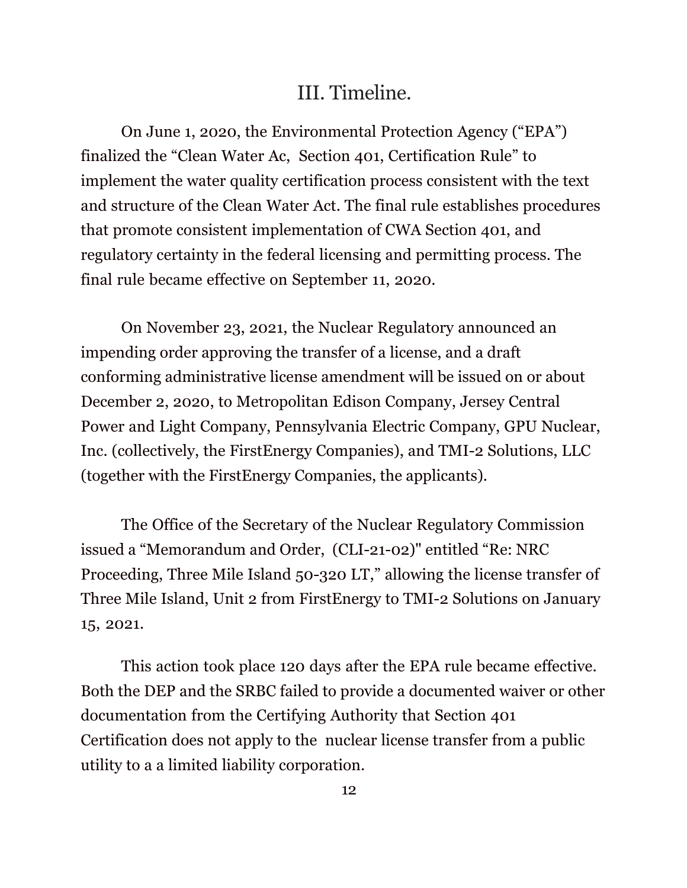## III. Timeline.

On June 1, 2020, the Environmental Protection Agency ("EPA") finalized the "Clean Water Ac, Section 401, Certification Rule" to implement the water quality certification process consistent with the text and structure of the Clean Water Act. The final rule establishes procedures that promote consistent implementation of CWA Section 401, and regulatory certainty in the federal licensing and permitting process. The final rule became effective on September 11, 2020.

On November 23, 2021, the Nuclear Regulatory announced an impending order approving the transfer of a license, and a draft conforming administrative license amendment will be issued on or about December 2, 2020, to Metropolitan Edison Company, Jersey Central Power and Light Company, Pennsylvania Electric Company, GPU Nuclear, Inc. (collectively, the FirstEnergy Companies), and TMI-2 Solutions, LLC (together with the FirstEnergy Companies, the applicants).

The Office of the Secretary of the Nuclear Regulatory Commission issued a "Memorandum and Order, (CLI-21-02)" entitled "Re: NRC Proceeding, Three Mile Island 50-320 LT," allowing the license transfer of Three Mile Island, Unit 2 from FirstEnergy to TMI-2 Solutions on January 15, 2021.

This action took place 120 days after the EPA rule became effective. Both the DEP and the SRBC failed to provide a documented waiver or other documentation from the Certifying Authority that Section 401 Certification does not apply to the nuclear license transfer from a public utility to a a limited liability corporation.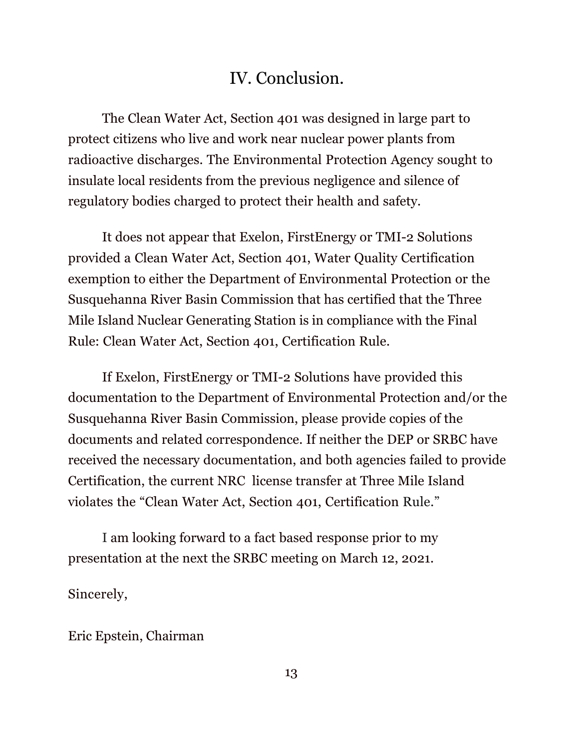## IV. Conclusion.

The Clean Water Act, Section 401 was designed in large part to protect citizens who live and work near nuclear power plants from radioactive discharges. The Environmental Protection Agency sought to insulate local residents from the previous negligence and silence of regulatory bodies charged to protect their health and safety.

It does not appear that Exelon, FirstEnergy or TMI-2 Solutions provided a Clean Water Act, Section 401, Water Quality Certification exemption to either the Department of Environmental Protection or the Susquehanna River Basin Commission that has certified that the Three Mile Island Nuclear Generating Station is in compliance with the Final Rule: Clean Water Act, Section 401, Certification Rule.

If Exelon, FirstEnergy or TMI-2 Solutions have provided this documentation to the Department of Environmental Protection and/or the Susquehanna River Basin Commission, please provide copies of the documents and related correspondence. If neither the DEP or SRBC have received the necessary documentation, and both agencies failed to provide Certification, the current NRC license transfer at Three Mile Island violates the "Clean Water Act, Section 401, Certification Rule."

I am looking forward to a fact based response prior to my presentation at the next the SRBC meeting on March 12, 2021.

Sincerely,

Eric Epstein, Chairman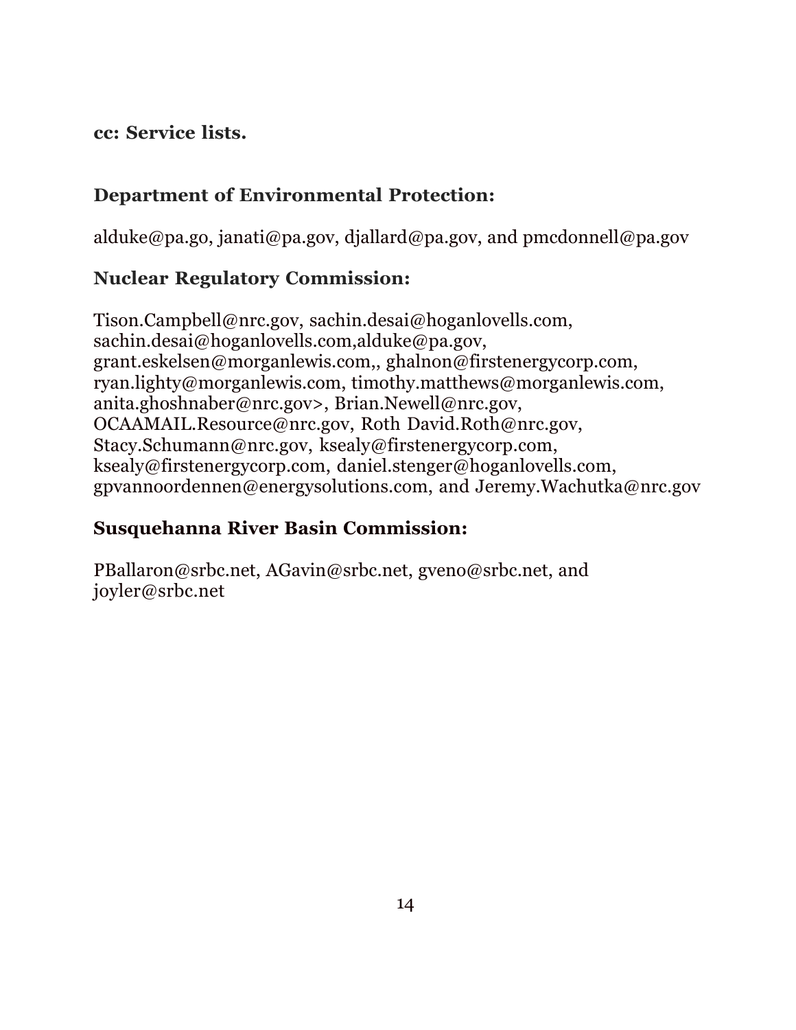**cc: Service lists.**

**Department of Environmental Protection:**

alduke@pa.go, janati@pa.gov, djallard@pa.gov, and pmcdonnell@pa.gov

**Nuclear Regulatory Commission:**

Tison.Campbell@nrc.gov, sachin.desai@hoganlovells.com, sachin.desai@hoganlovells.com,alduke@pa.gov, grant.eskelsen@morganlewis.com,, ghalnon@firstenergycorp.com, ryan.lighty@morganlewis.com, timothy.matthews@morganlewis.com, anita.ghoshnaber@nrc.gov>, Brian.Newell@nrc.gov, OCAAMAIL.Resource@nrc.gov, Roth David.Roth@nrc.gov, Stacy.Schumann@nrc.gov, ksealy@firstenergycorp.com, ksealy@firstenergycorp.com, daniel.stenger@hoganlovells.com, gpvannoordennen@energysolutions.com, and Jeremy.Wachutka@nrc.gov

**Susquehanna River Basin Commission:**

PBallaron@srbc.net, AGavin@srbc.net, gveno@srbc.net, and joyler@srbc.net